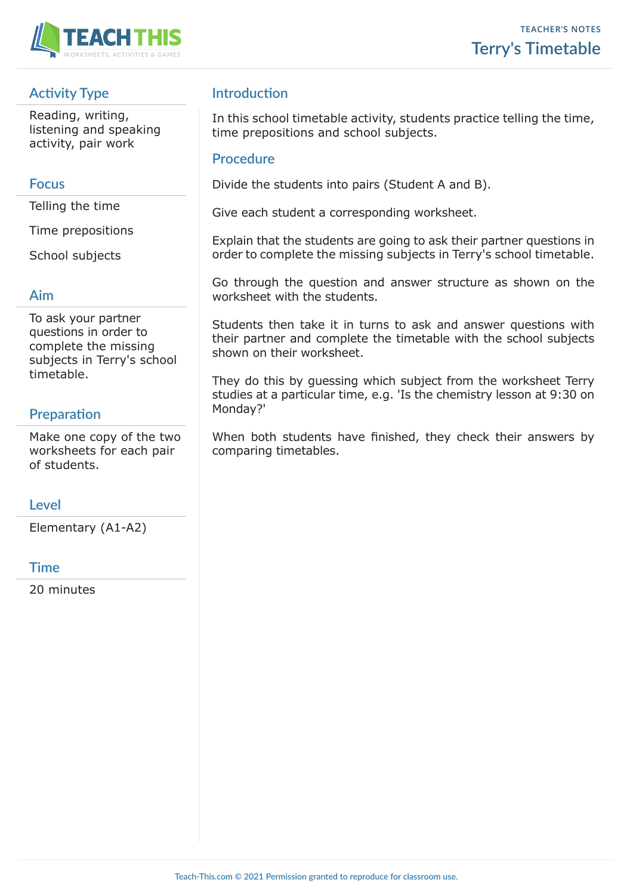TEACHER'S NOTES

# Terry's Timetable

## Activity Type

Reading, writing, listening and speaking activity, pair work

## Focus

Telling the time

Time prepositions

School subjects

## Aim

To ask your partner questions in order to complete the missing subjects in Terry's school timetable.

## Preparation

Make one copy of the two worksheets for each pair of students.

## Level

Elementary (A1-A2)

## Time

20 minutes

## Introduction

In this school timetable activity, students practice telling the time, time prepositions and school subjects.

## Procedure

Divide the students into pairs (Student A and B).

Give each student a corresponding worksheet.

Explain that the students are going to ask their partner questions in order to complete the missing subjects in Terry's school timetable.

Go through the question and answer structure as shown on the worksheet with the students.

Students then take it in turns to ask and answer questions with their partner and complete the timetable with the school subjects shown on their worksheet.

They do this by guessing which subject from the worksheet Terry studies at a particular time, e.g. 'Is the chemistry lesson at 9:30 on Monday?'

When both students have finished, they check their answers by comparing timetables.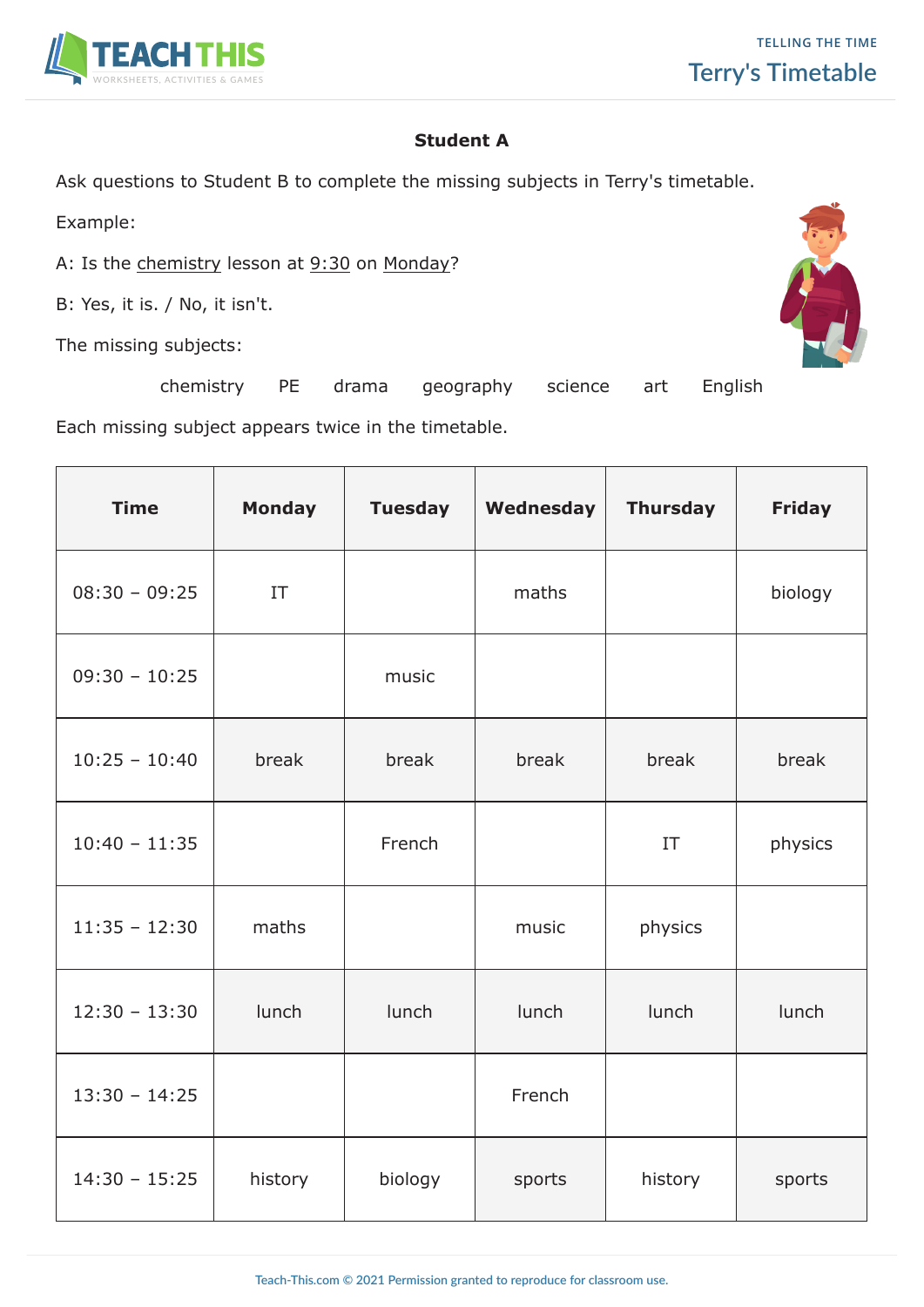## Terry's Timetable

### Student A

Ask questions to Student B to complete the missing subjects in Terry's timetable.

Example:

A: Is the chemistry lesson at 9:30 on Monday?

B: Yes, it is. / No, it isn't.

The missing subjects:

chemistry PE drama geography science art English

Each missing subject appears twice in the timetable.

| Time | Monday | Tuesday | Wednesday | Thursday | Friday |
|---|---|---|---|---|---|
| 08:30 – 09:25 | IT | | maths | | biology |
| 09:30 – 10:25 | | music | | | |
| 10:25 – 10:40 | break | break | break | break | break |
| 10:40 – 11:35 | | French | | IT | physics |
| 11:35 – 12:30 | maths | | music | physics | |
| 12:30 – 13:30 | lunch | lunch | lunch | lunch | lunch |
| 13:30 – 14:25 | | | French | | |
| 14:30 – 15:25 | history | biology | sports | history | sports |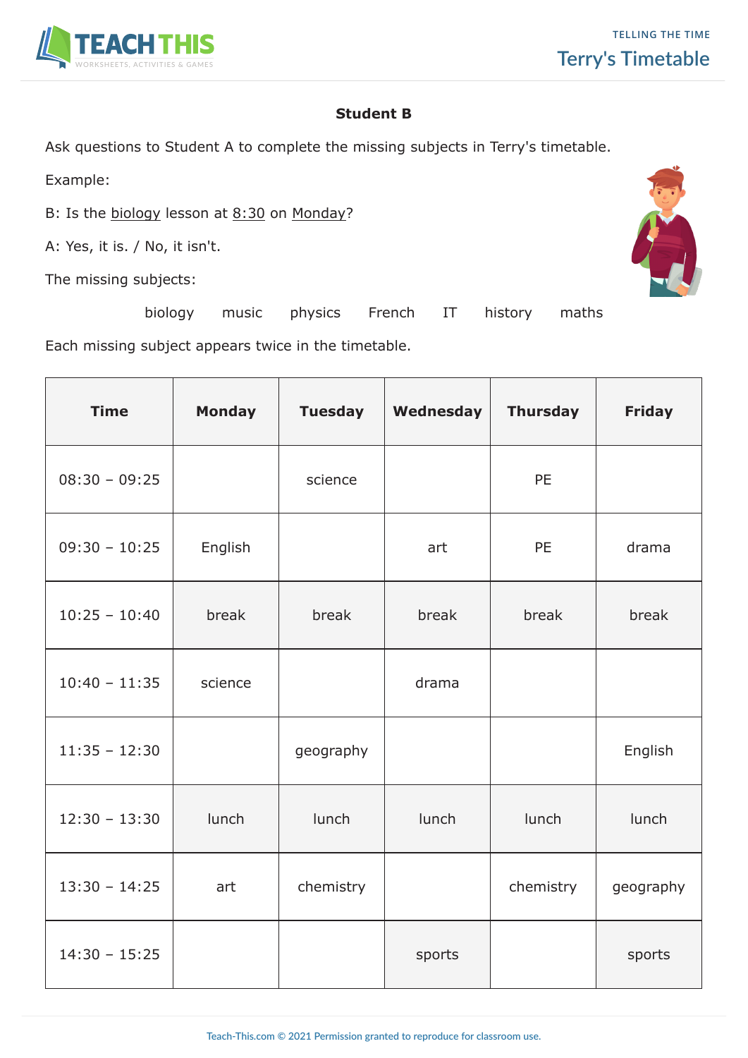TELLING THE TIME

# Terry's Timetable

**Student B**

Ask questions to Student A to complete the missing subjects in Terry's timetable.

Example:

B: Is the biology lesson at 8:30 on Monday?

A: Yes, it is. / No, it isn't.

The missing subjects:

biology music physics French IT history maths

Each missing subject appears twice in the timetable.

| Time | Monday | Tuesday | Wednesday | Thursday | Friday |
|---|---|---|---|---|---|
| 08:30 – 09:25 | | science | | PE | |
| 09:30 – 10:25 | English | | art | PE | drama |
| 10:25 – 10:40 | break | break | break | break | break |
| 10:40 – 11:35 | science | | drama | | |
| 11:35 – 12:30 | | geography | | | English |
| 12:30 – 13:30 | lunch | lunch | lunch | lunch | lunch |
| 13:30 – 14:25 | art | chemistry | | chemistry | geography |
| 14:30 – 15:25 | | | sports | | sports |

Teach-This.com © 2021 Permission granted to reproduce for classroom use.